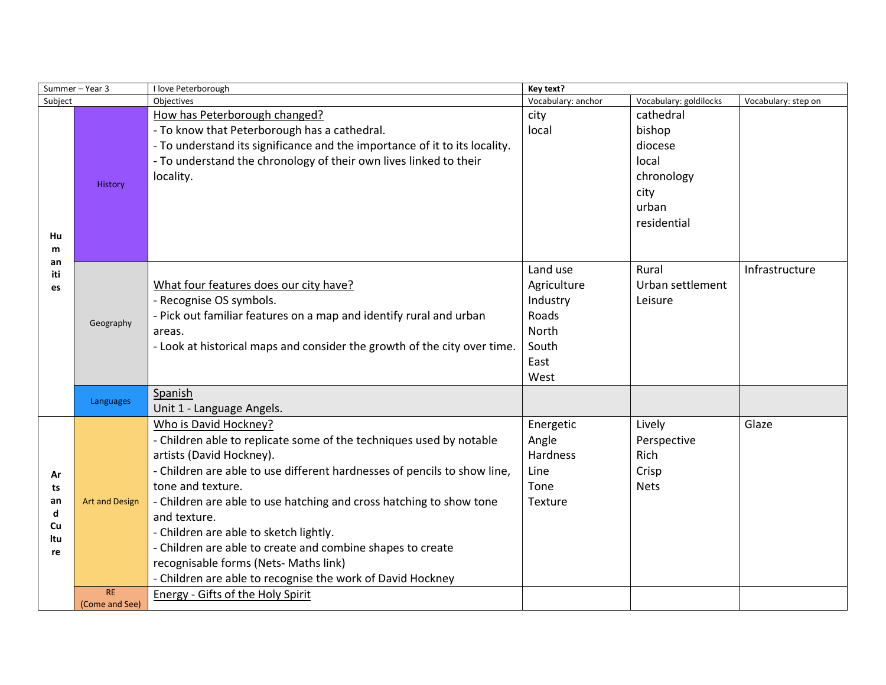| Summer – Year 3 | | I love Peterborough | **Key text?** | | |
|---|---|---|---|---|---|
| Subject | | Objectives | Vocabulary: anchor | Vocabulary: goldilocks | Vocabulary: step on |
| **Humanities** | History | How has Peterborough changed?<br>- To know that Peterborough has a cathedral.<br>- To understand its significance and the importance of it to its locality.<br>- To understand the chronology of their own lives linked to their locality. | city<br>local | cathedral<br>bishop<br>diocese<br>local<br>chronology<br>city<br>urban<br>residential | |
| | Geography | What four features does our city have?<br>- Recognise OS symbols.<br>- Pick out familiar features on a map and identify rural and urban areas.<br>- Look at historical maps and consider the growth of the city over time. | Land use<br>Agriculture<br>Industry<br>Roads<br>North<br>South<br>East<br>West | Rural<br>Urban settlement<br>Leisure | Infrastructure |
| | Languages | Spanish<br>Unit 1 - Language Angels. | | | |
| **Arts and Culture** | Art and Design | Who is David Hockney?<br>- Children able to replicate some of the techniques used by notable artists (David Hockney).<br>- Children are able to use different hardnesses of pencils to show line, tone and texture.<br>- Children are able to use hatching and cross hatching to show tone and texture.<br>- Children are able to sketch lightly.<br>- Children are able to create and combine shapes to create recognisable forms (Nets- Maths link)<br>- Children are able to recognise the work of David Hockney | Energetic<br>Angle<br>Hardness<br>Line<br>Tone<br>Texture | Lively<br>Perspective<br>Rich<br>Crisp<br>Nets | Glaze |
| | RE<br>(Come and See) | Energy - Gifts of the Holy Spirit | | | |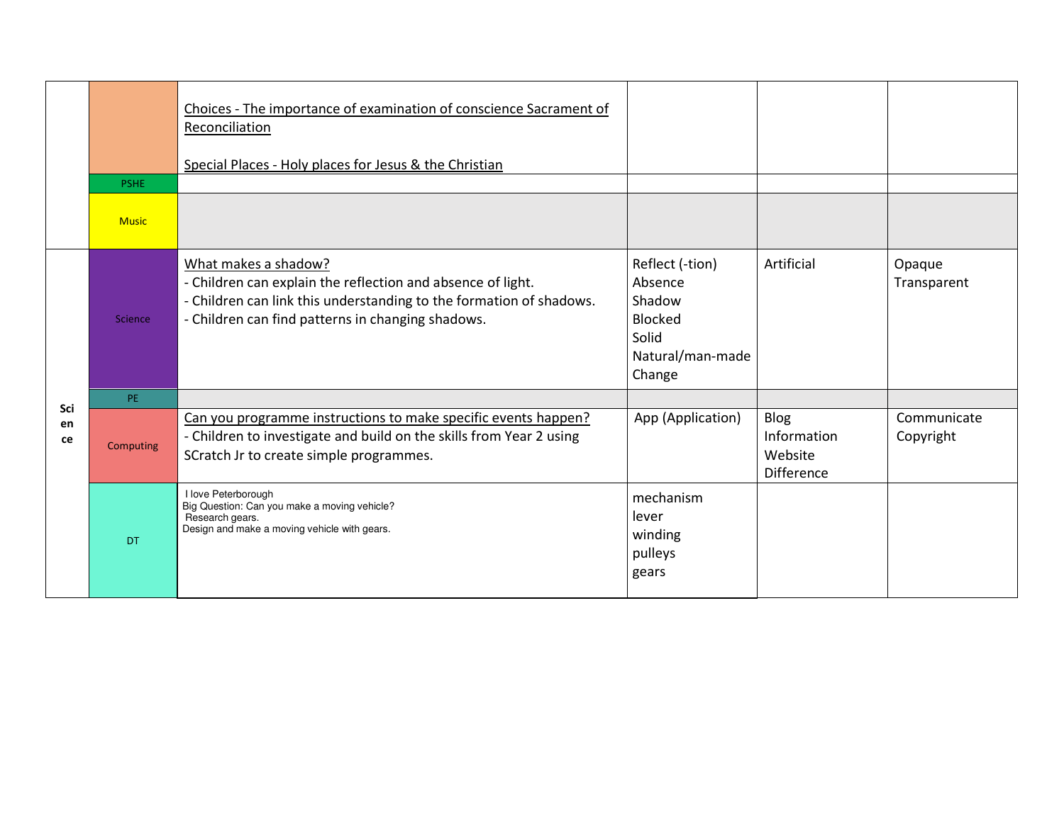| | | | | | |
|---|---|---|---|---|---|
| | | Choices - The importance of examination of conscience Sacrament of Reconciliation<br><br>Special Places - Holy places for Jesus & the Christian | | | |
| | PSHE | | | | |
| | Music | | | | |
| Science | Science | What makes a shadow?<br>- Children can explain the reflection and absence of light.<br>- Children can link this understanding to the formation of shadows.<br>- Children can find patterns in changing shadows. | Reflect (-tion)<br>Absence<br>Shadow<br>Blocked<br>Solid<br>Natural/man-made<br>Change | Artificial | Opaque<br>Transparent |
| | PE | | | | |
| | Computing | Can you programme instructions to make specific events happen?<br>- Children to investigate and build on the skills from Year 2 using SCratch Jr to create simple programmes. | App (Application) | Blog<br>Information<br>Website<br>Difference | Communicate<br>Copyright |
| | DT | I love Peterborough<br>Big Question: Can you make a moving vehicle?<br>Research gears.<br>Design and make a moving vehicle with gears. | mechanism<br>lever<br>winding<br>pulleys<br>gears | | |